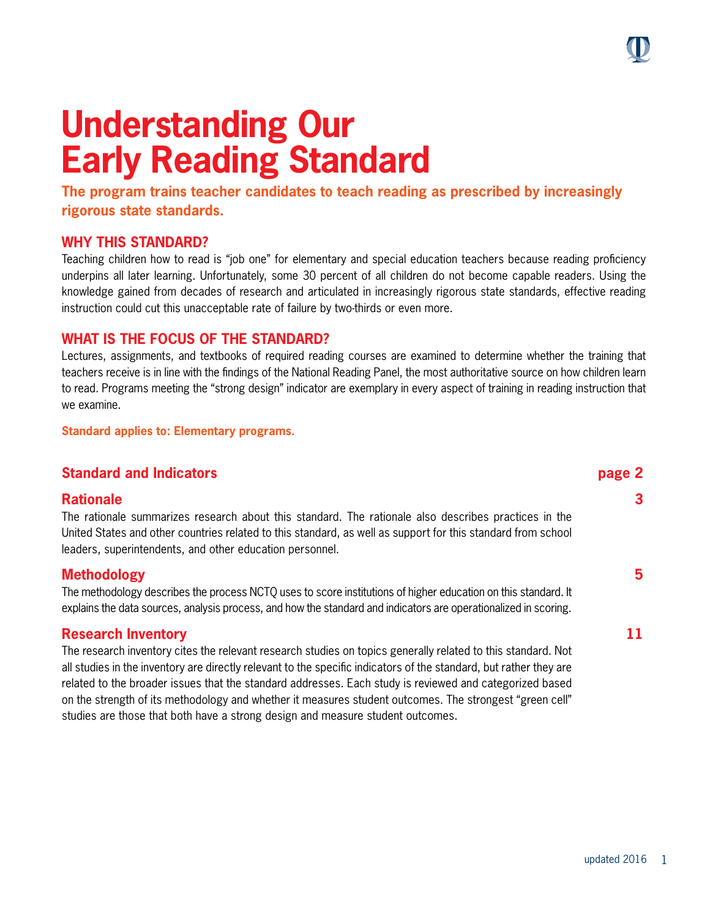# Understanding Our Early Reading Standard

**The program trains teacher candidates to teach reading as prescribed by increasingly rigorous state standards.**

## WHY THIS STANDARD?

Teaching children how to read is "job one" for elementary and special education teachers because reading proficiency underpins all later learning. Unfortunately, some 30 percent of all children do not become capable readers. Using the knowledge gained from decades of research and articulated in increasingly rigorous state standards, effective reading instruction could cut this unacceptable rate of failure by two-thirds or even more.

## WHAT IS THE FOCUS OF THE STANDARD?

Lectures, assignments, and textbooks of required reading courses are examined to determine whether the training that teachers receive is in line with the findings of the National Reading Panel, the most authoritative source on how children learn to read. Programs meeting the "strong design" indicator are exemplary in every aspect of training in reading instruction that we examine.

**Standard applies to: Elementary programs.**

## Standard and Indicators — page 2

## Rationale — 3

The rationale summarizes research about this standard. The rationale also describes practices in the United States and other countries related to this standard, as well as support for this standard from school leaders, superintendents, and other education personnel.

## Methodology — 5

The methodology describes the process NCTQ uses to score institutions of higher education on this standard. It explains the data sources, analysis process, and how the standard and indicators are operationalized in scoring.

## Research Inventory — 11

The research inventory cites the relevant research studies on topics generally related to this standard. Not all studies in the inventory are directly relevant to the specific indicators of the standard, but rather they are related to the broader issues that the standard addresses. Each study is reviewed and categorized based on the strength of its methodology and whether it measures student outcomes. The strongest "green cell" studies are those that both have a strong design and measure student outcomes.

updated 2016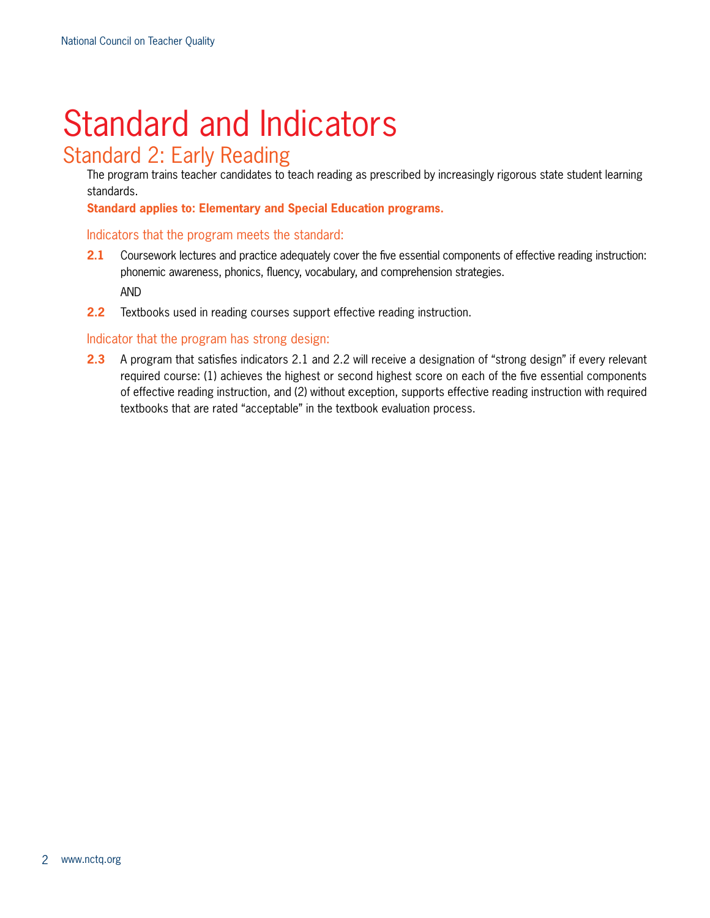# Standard and Indicators

## Standard 2: Early Reading

The program trains teacher candidates to teach reading as prescribed by increasingly rigorous state student learning standards.

**Standard applies to: Elementary and Special Education programs.**

### Indicators that the program meets the standard:

**2.1** Coursework lectures and practice adequately cover the five essential components of effective reading instruction: phonemic awareness, phonics, fluency, vocabulary, and comprehension strategies.

AND

**2.2** Textbooks used in reading courses support effective reading instruction.

### Indicator that the program has strong design:

**2.3** A program that satisfies indicators 2.1 and 2.2 will receive a designation of "strong design" if every relevant required course: (1) achieves the highest or second highest score on each of the five essential components of effective reading instruction, and (2) without exception, supports effective reading instruction with required textbooks that are rated "acceptable" in the textbook evaluation process.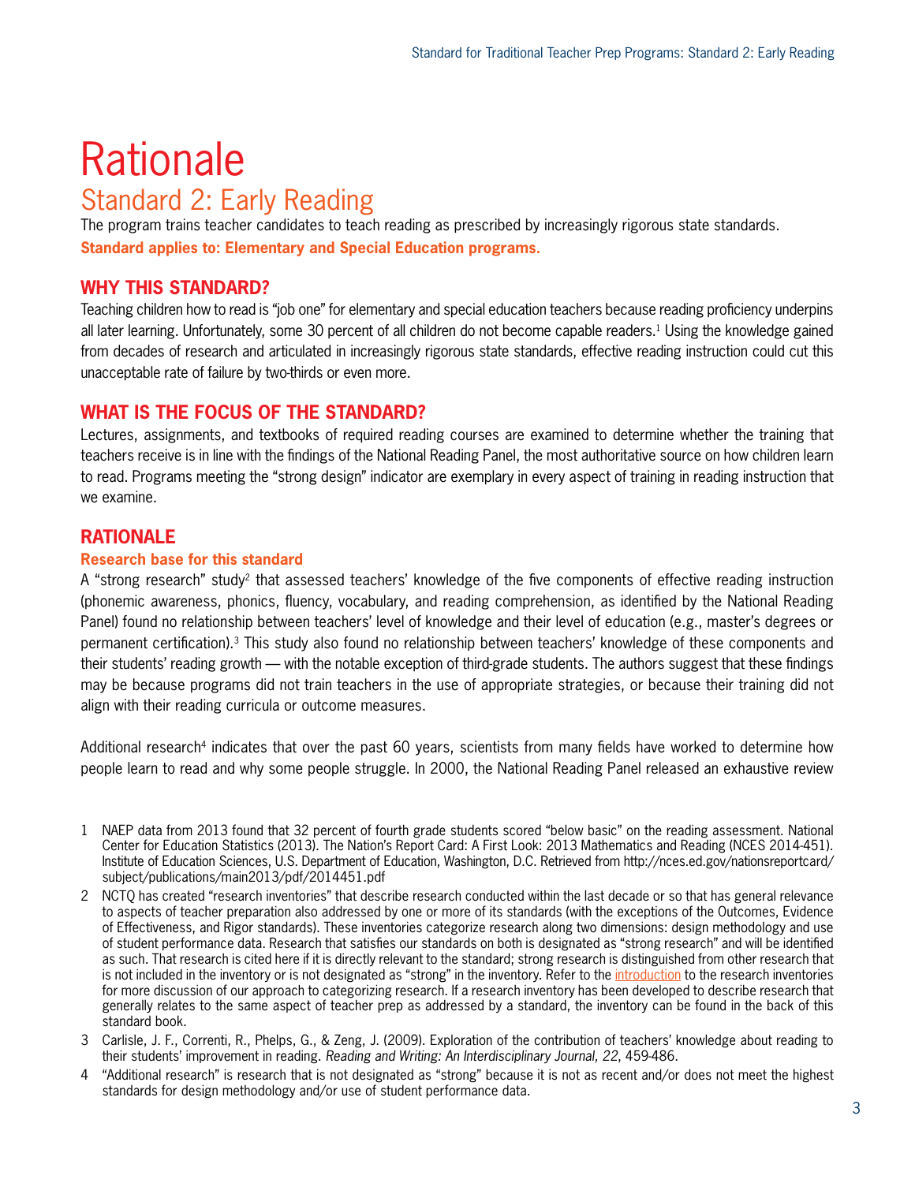# Rationale

## Standard 2: Early Reading

The program trains teacher candidates to teach reading as prescribed by increasingly rigorous state standards.

**Standard applies to: Elementary and Special Education programs.**

### WHY THIS STANDARD?

Teaching children how to read is "job one" for elementary and special education teachers because reading proficiency underpins all later learning. Unfortunately, some 30 percent of all children do not become capable readers.[1] Using the knowledge gained from decades of research and articulated in increasingly rigorous state standards, effective reading instruction could cut this unacceptable rate of failure by two-thirds or even more.

### WHAT IS THE FOCUS OF THE STANDARD?

Lectures, assignments, and textbooks of required reading courses are examined to determine whether the training that teachers receive is in line with the findings of the National Reading Panel, the most authoritative source on how children learn to read. Programs meeting the "strong design" indicator are exemplary in every aspect of training in reading instruction that we examine.

### RATIONALE

#### Research base for this standard

A "strong research" study[2] that assessed teachers' knowledge of the five components of effective reading instruction (phonemic awareness, phonics, fluency, vocabulary, and reading comprehension, as identified by the National Reading Panel) found no relationship between teachers' level of knowledge and their level of education (e.g., master's degrees or permanent certification).[3] This study also found no relationship between teachers' knowledge of these components and their students' reading growth — with the notable exception of third-grade students. The authors suggest that these findings may be because programs did not train teachers in the use of appropriate strategies, or because their training did not align with their reading curricula or outcome measures.

Additional research[4] indicates that over the past 60 years, scientists from many fields have worked to determine how people learn to read and why some people struggle. In 2000, the National Reading Panel released an exhaustive review

---

1 NAEP data from 2013 found that 32 percent of fourth grade students scored "below basic" on the reading assessment. National Center for Education Statistics (2013). The Nation's Report Card: A First Look: 2013 Mathematics and Reading (NCES 2014-451). Institute of Education Sciences, U.S. Department of Education, Washington, D.C. Retrieved from http://nces.ed.gov/nationsreportcard/subject/publications/main2013/pdf/2014451.pdf

2 NCTQ has created "research inventories" that describe research conducted within the last decade or so that has general relevance to aspects of teacher preparation also addressed by one or more of its standards (with the exceptions of the Outcomes, Evidence of Effectiveness, and Rigor standards). These inventories categorize research along two dimensions: design methodology and use of student performance data. Research that satisfies our standards on both is designated as "strong research" and will be identified as such. That research is cited here if it is directly relevant to the standard; strong research is distinguished from other research that is not included in the inventory or is not designated as "strong" in the inventory. Refer to the introduction to the research inventories for more discussion of our approach to categorizing research. If a research inventory has been developed to describe research that generally relates to the same aspect of teacher prep as addressed by a standard, the inventory can be found in the back of this standard book.

3 Carlisle, J. F., Correnti, R., Phelps, G., & Zeng, J. (2009). Exploration of the contribution of teachers' knowledge about reading to their students' improvement in reading. *Reading and Writing: An Interdisciplinary Journal, 22*, 459-486.

4 "Additional research" is research that is not designated as "strong" because it is not as recent and/or does not meet the highest standards for design methodology and/or use of student performance data.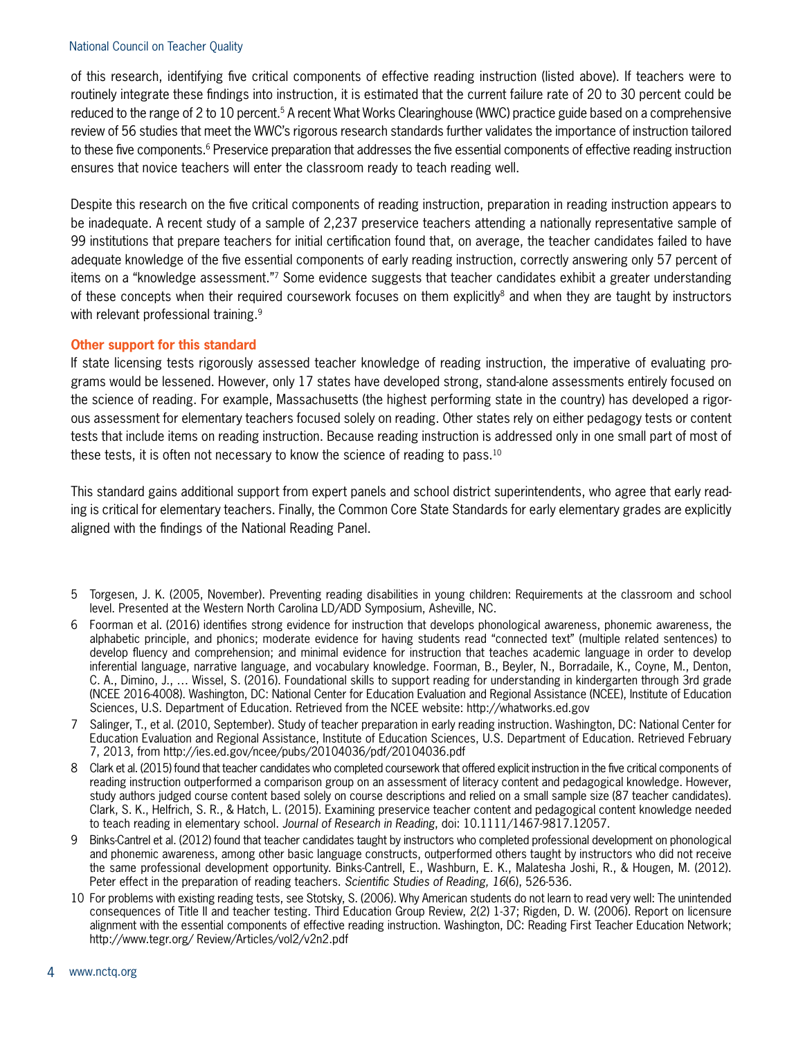of this research, identifying five critical components of effective reading instruction (listed above). If teachers were to routinely integrate these findings into instruction, it is estimated that the current failure rate of 20 to 30 percent could be reduced to the range of 2 to 10 percent.[5] A recent What Works Clearinghouse (WWC) practice guide based on a comprehensive review of 56 studies that meet the WWC's rigorous research standards further validates the importance of instruction tailored to these five components.[6] Preservice preparation that addresses the five essential components of effective reading instruction ensures that novice teachers will enter the classroom ready to teach reading well.

Despite this research on the five critical components of reading instruction, preparation in reading instruction appears to be inadequate. A recent study of a sample of 2,237 preservice teachers attending a nationally representative sample of 99 institutions that prepare teachers for initial certification found that, on average, the teacher candidates failed to have adequate knowledge of the five essential components of early reading instruction, correctly answering only 57 percent of items on a "knowledge assessment."[7] Some evidence suggests that teacher candidates exhibit a greater understanding of these concepts when their required coursework focuses on them explicitly[8] and when they are taught by instructors with relevant professional training.[9]

### Other support for this standard

If state licensing tests rigorously assessed teacher knowledge of reading instruction, the imperative of evaluating programs would be lessened. However, only 17 states have developed strong, stand-alone assessments entirely focused on the science of reading. For example, Massachusetts (the highest performing state in the country) has developed a rigorous assessment for elementary teachers focused solely on reading. Other states rely on either pedagogy tests or content tests that include items on reading instruction. Because reading instruction is addressed only in one small part of most of these tests, it is often not necessary to know the science of reading to pass.[10]

This standard gains additional support from expert panels and school district superintendents, who agree that early reading is critical for elementary teachers. Finally, the Common Core State Standards for early elementary grades are explicitly aligned with the findings of the National Reading Panel.

---

5 Torgesen, J. K. (2005, November). Preventing reading disabilities in young children: Requirements at the classroom and school level. Presented at the Western North Carolina LD/ADD Symposium, Asheville, NC.

6 Foorman et al. (2016) identifies strong evidence for instruction that develops phonological awareness, phonemic awareness, the alphabetic principle, and phonics; moderate evidence for having students read "connected text" (multiple related sentences) to develop fluency and comprehension; and minimal evidence for instruction that teaches academic language in order to develop inferential language, narrative language, and vocabulary knowledge. Foorman, B., Beyler, N., Borradaile, K., Coyne, M., Denton, C. A., Dimino, J., … Wissel, S. (2016). Foundational skills to support reading for understanding in kindergarten through 3rd grade (NCEE 2016-4008). Washington, DC: National Center for Education Evaluation and Regional Assistance (NCEE), Institute of Education Sciences, U.S. Department of Education. Retrieved from the NCEE website: http://whatworks.ed.gov

7 Salinger, T., et al. (2010, September). Study of teacher preparation in early reading instruction. Washington, DC: National Center for Education Evaluation and Regional Assistance, Institute of Education Sciences, U.S. Department of Education. Retrieved February 7, 2013, from http://ies.ed.gov/ncee/pubs/20104036/pdf/20104036.pdf

8 Clark et al. (2015) found that teacher candidates who completed coursework that offered explicit instruction in the five critical components of reading instruction outperformed a comparison group on an assessment of literacy content and pedagogical knowledge. However, study authors judged course content based solely on course descriptions and relied on a small sample size (87 teacher candidates). Clark, S. K., Helfrich, S. R., & Hatch, L. (2015). Examining preservice teacher content and pedagogical content knowledge needed to teach reading in elementary school. *Journal of Research in Reading*, doi: 10.1111/1467-9817.12057.

9 Binks-Cantrel et al. (2012) found that teacher candidates taught by instructors who completed professional development on phonological and phonemic awareness, among other basic language constructs, outperformed others taught by instructors who did not receive the same professional development opportunity. Binks-Cantrell, E., Washburn, E. K., Malatesha Joshi, R., & Hougen, M. (2012). Peter effect in the preparation of reading teachers. *Scientific Studies of Reading, 16*(6), 526-536.

10 For problems with existing reading tests, see Stotsky, S. (2006). Why American students do not learn to read very well: The unintended consequences of Title II and teacher testing. Third Education Group Review, 2(2) 1-37; Rigden, D. W. (2006). Report on licensure alignment with the essential components of effective reading instruction. Washington, DC: Reading First Teacher Education Network; http://www.tegr.org/ Review/Articles/vol2/v2n2.pdf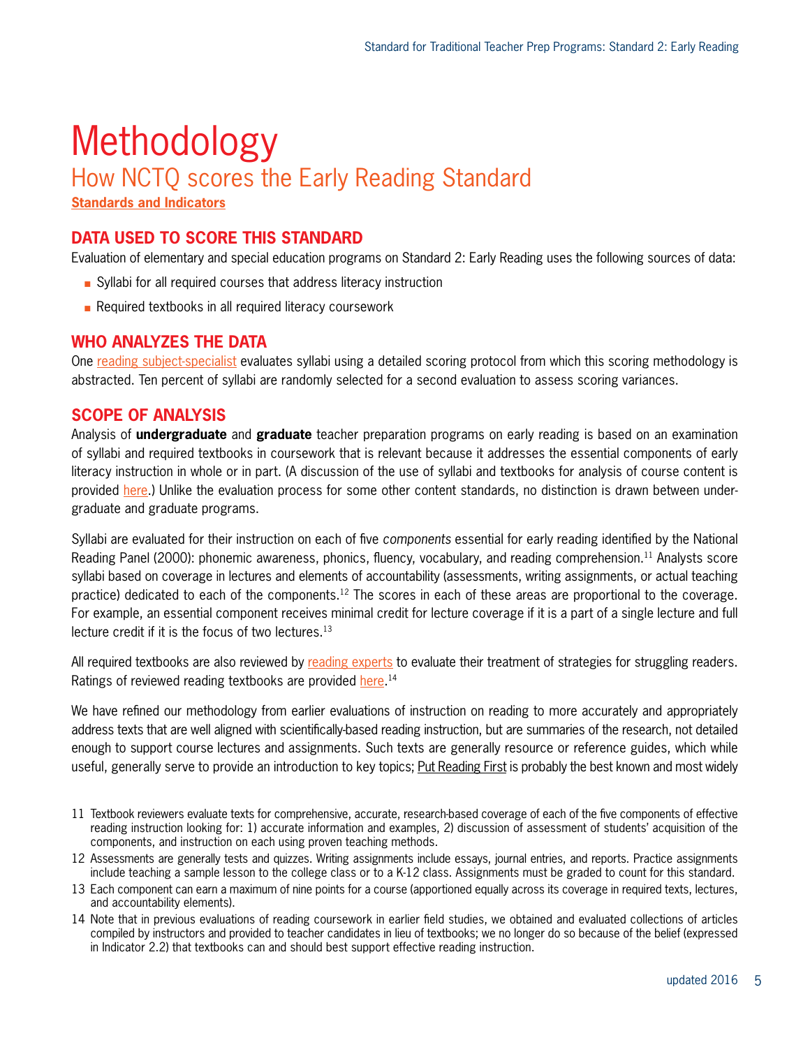# Methodology

## How NCTQ scores the Early Reading Standard

**Standards and Indicators**

### DATA USED TO SCORE THIS STANDARD

Evaluation of elementary and special education programs on Standard 2: Early Reading uses the following sources of data:

- Syllabi for all required courses that address literacy instruction
- Required textbooks in all required literacy coursework

### WHO ANALYZES THE DATA

One reading subject-specialist evaluates syllabi using a detailed scoring protocol from which this scoring methodology is abstracted. Ten percent of syllabi are randomly selected for a second evaluation to assess scoring variances.

### SCOPE OF ANALYSIS

Analysis of **undergraduate** and **graduate** teacher preparation programs on early reading is based on an examination of syllabi and required textbooks in coursework that is relevant because it addresses the essential components of early literacy instruction in whole or in part. (A discussion of the use of syllabi and textbooks for analysis of course content is provided here.) Unlike the evaluation process for some other content standards, no distinction is drawn between undergraduate and graduate programs.

Syllabi are evaluated for their instruction on each of five *components* essential for early reading identified by the National Reading Panel (2000): phonemic awareness, phonics, fluency, vocabulary, and reading comprehension.[11] Analysts score syllabi based on coverage in lectures and elements of accountability (assessments, writing assignments, or actual teaching practice) dedicated to each of the components.[12] The scores in each of these areas are proportional to the coverage. For example, an essential component receives minimal credit for lecture coverage if it is a part of a single lecture and full lecture credit if it is the focus of two lectures.[13]

All required textbooks are also reviewed by reading experts to evaluate their treatment of strategies for struggling readers. Ratings of reviewed reading textbooks are provided here.[14]

We have refined our methodology from earlier evaluations of instruction on reading to more accurately and appropriately address texts that are well aligned with scientifically-based reading instruction, but are summaries of the research, not detailed enough to support course lectures and assignments. Such texts are generally resource or reference guides, which while useful, generally serve to provide an introduction to key topics; Put Reading First is probably the best known and most widely

---

11 Textbook reviewers evaluate texts for comprehensive, accurate, research-based coverage of each of the five components of effective reading instruction looking for: 1) accurate information and examples, 2) discussion of assessment of students' acquisition of the components, and instruction on each using proven teaching methods.

12 Assessments are generally tests and quizzes. Writing assignments include essays, journal entries, and reports. Practice assignments include teaching a sample lesson to the college class or to a K-12 class. Assignments must be graded to count for this standard.

13 Each component can earn a maximum of nine points for a course (apportioned equally across its coverage in required texts, lectures, and accountability elements).

14 Note that in previous evaluations of reading coursework in earlier field studies, we obtained and evaluated collections of articles compiled by instructors and provided to teacher candidates in lieu of textbooks; we no longer do so because of the belief (expressed in Indicator 2.2) that textbooks can and should best support effective reading instruction.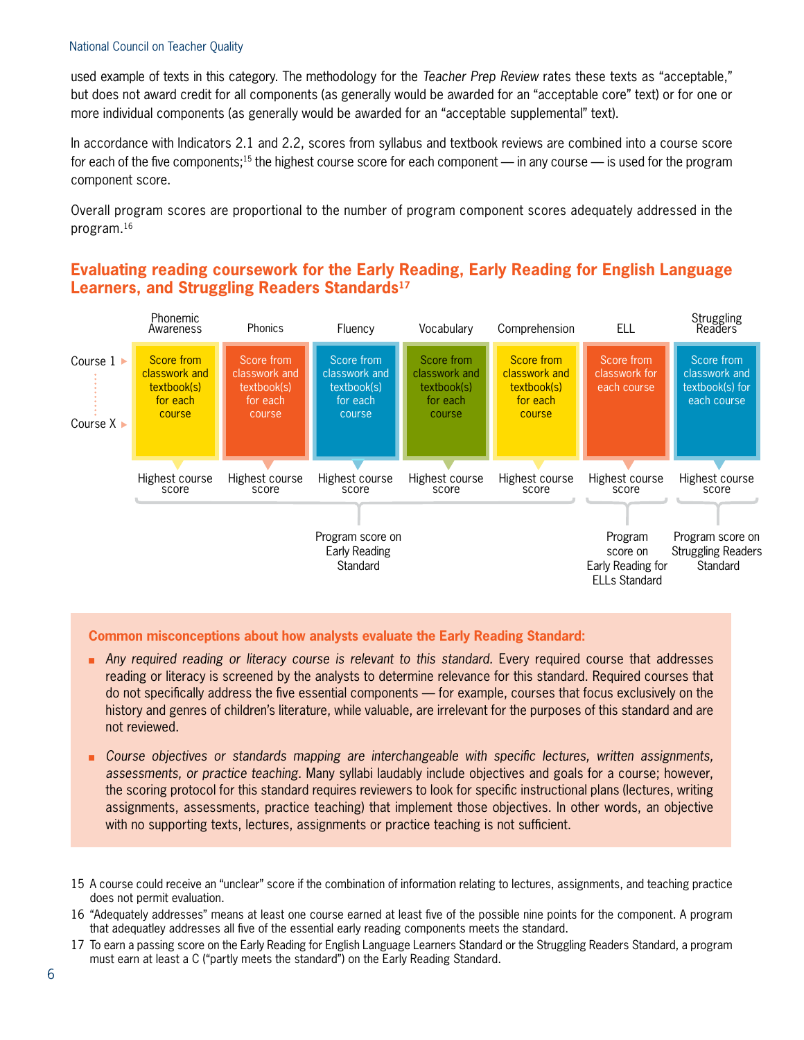used example of texts in this category. The methodology for the *Teacher Prep Review* rates these texts as "acceptable," but does not award credit for all components (as generally would be awarded for an "acceptable core" text) or for one or more individual components (as generally would be awarded for an "acceptable supplemental" text).

In accordance with Indicators 2.1 and 2.2, scores from syllabus and textbook reviews are combined into a course score for each of the five components;[15] the highest course score for each component — in any course — is used for the program component score.

Overall program scores are proportional to the number of program component scores adequately addressed in the program.[16]

## Evaluating reading coursework for the Early Reading, Early Reading for English Language Learners, and Struggling Readers Standards[17]

| | Phonemic Awareness | Phonics | Fluency | Vocabulary | Comprehension | ELL | Struggling Readers |
|---|---|---|---|---|---|---|---|
| Course 1 … Course X | Score from classwork and textbook(s) for each course | Score from classwork and textbook(s) for each course | Score from classwork and textbook(s) for each course | Score from classwork and textbook(s) for each course | Score from classwork and textbook(s) for each course | Score from classwork for each course | Score from classwork and textbook(s) for each course |
| | Highest course score | Highest course score | Highest course score | Highest course score | Highest course score | Highest course score | Highest course score |
| | Program score on Early Reading Standard | | | | | Program score on Early Reading for ELLs Standard | Program score on Struggling Readers Standard |

**Common misconceptions about how analysts evaluate the Early Reading Standard:**

- *Any required reading or literacy course is relevant to this standard.* Every required course that addresses reading or literacy is screened by the analysts to determine relevance for this standard. Required courses that do not specifically address the five essential components — for example, courses that focus exclusively on the history and genres of children's literature, while valuable, are irrelevant for the purposes of this standard and are not reviewed.
- *Course objectives or standards mapping are interchangeable with specific lectures, written assignments, assessments, or practice teaching.* Many syllabi laudably include objectives and goals for a course; however, the scoring protocol for this standard requires reviewers to look for specific instructional plans (lectures, writing assignments, assessments, practice teaching) that implement those objectives. In other words, an objective with no supporting texts, lectures, assignments or practice teaching is not sufficient.

15 A course could receive an "unclear" score if the combination of information relating to lectures, assignments, and teaching practice does not permit evaluation.

16 "Adequately addresses" means at least one course earned at least five of the possible nine points for the component. A program that adequatley addresses all five of the essential early reading components meets the standard.

17 To earn a passing score on the Early Reading for English Language Learners Standard or the Struggling Readers Standard, a program must earn at least a C ("partly meets the standard") on the Early Reading Standard.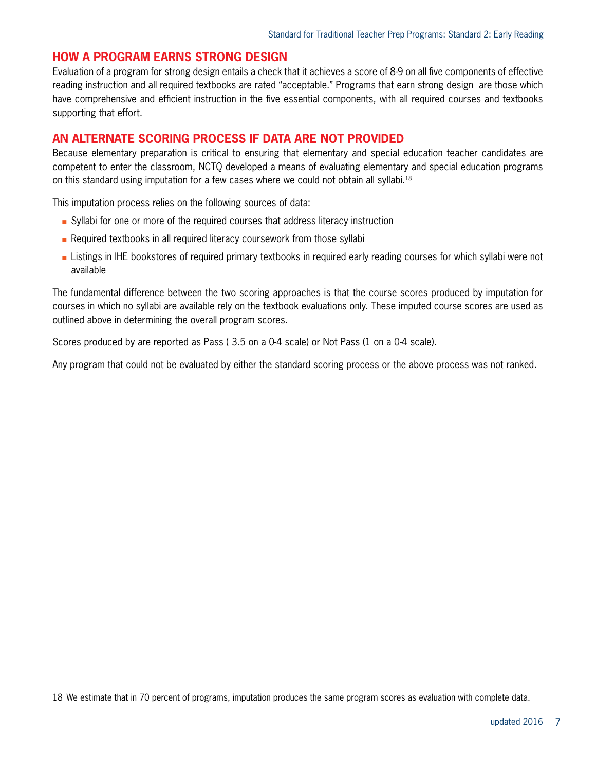## HOW A PROGRAM EARNS STRONG DESIGN

Evaluation of a program for strong design entails a check that it achieves a score of 8-9 on all five components of effective reading instruction and all required textbooks are rated "acceptable." Programs that earn strong design are those which have comprehensive and efficient instruction in the five essential components, with all required courses and textbooks supporting that effort.

## AN ALTERNATE SCORING PROCESS IF DATA ARE NOT PROVIDED

Because elementary preparation is critical to ensuring that elementary and special education teacher candidates are competent to enter the classroom, NCTQ developed a means of evaluating elementary and special education programs on this standard using imputation for a few cases where we could not obtain all syllabi.[18]

This imputation process relies on the following sources of data:

- Syllabi for one or more of the required courses that address literacy instruction
- Required textbooks in all required literacy coursework from those syllabi
- Listings in IHE bookstores of required primary textbooks in required early reading courses for which syllabi were not available

The fundamental difference between the two scoring approaches is that the course scores produced by imputation for courses in which no syllabi are available rely on the textbook evaluations only. These imputed course scores are used as outlined above in determining the overall program scores.

Scores produced by are reported as Pass ( 3.5 on a 0-4 scale) or Not Pass (1 on a 0-4 scale).

Any program that could not be evaluated by either the standard scoring process or the above process was not ranked.

18 We estimate that in 70 percent of programs, imputation produces the same program scores as evaluation with complete data.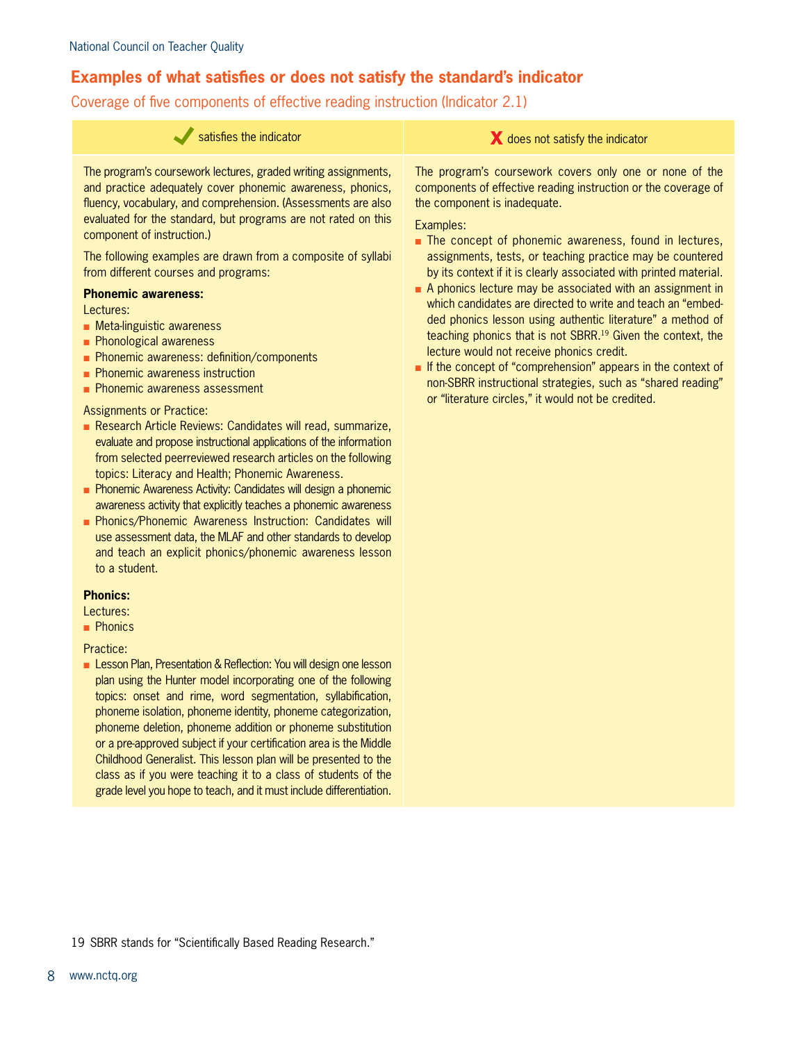## Examples of what satisfies or does not satisfy the standard's indicator

### Coverage of five components of effective reading instruction (Indicator 2.1)

**✓ satisfies the indicator**

The program's coursework lectures, graded writing assignments, and practice adequately cover phonemic awareness, phonics, fluency, vocabulary, and comprehension. (Assessments are also evaluated for the standard, but programs are not rated on this component of instruction.)

The following examples are drawn from a composite of syllabi from different courses and programs:

**Phonemic awareness:**

Lectures:

- Meta-linguistic awareness
- Phonological awareness
- Phonemic awareness: definition/components
- Phonemic awareness instruction
- Phonemic awareness assessment

Assignments or Practice:

- Research Article Reviews: Candidates will read, summarize, evaluate and propose instructional applications of the information from selected peerreviewed research articles on the following topics: Literacy and Health; Phonemic Awareness.
- Phonemic Awareness Activity: Candidates will design a phonemic awareness activity that explicitly teaches a phonemic awareness
- Phonics/Phonemic Awareness Instruction: Candidates will use assessment data, the MLAF and other standards to develop and teach an explicit phonics/phonemic awareness lesson to a student.

**Phonics:**

Lectures:

- Phonics

Practice:

- Lesson Plan, Presentation & Reflection: You will design one lesson plan using the Hunter model incorporating one of the following topics: onset and rime, word segmentation, syllabification, phoneme isolation, phoneme identity, phoneme categorization, phoneme deletion, phoneme addition or phoneme substitution or a pre-approved subject if your certification area is the Middle Childhood Generalist. This lesson plan will be presented to the class as if you were teaching it to a class of students of the grade level you hope to teach, and it must include differentiation.

**X does not satisfy the indicator**

The program's coursework covers only one or none of the components of effective reading instruction or the coverage of the component is inadequate.

Examples:

- The concept of phonemic awareness, found in lectures, assignments, tests, or teaching practice may be countered by its context if it is clearly associated with printed material.
- A phonics lecture may be associated with an assignment in which candidates are directed to write and teach an "embedded phonics lesson using authentic literature" a method of teaching phonics that is not SBRR.[19] Given the context, the lecture would not receive phonics credit.
- If the concept of "comprehension" appears in the context of non-SBRR instructional strategies, such as "shared reading" or "literature circles," it would not be credited.

19 SBRR stands for "Scientifically Based Reading Research."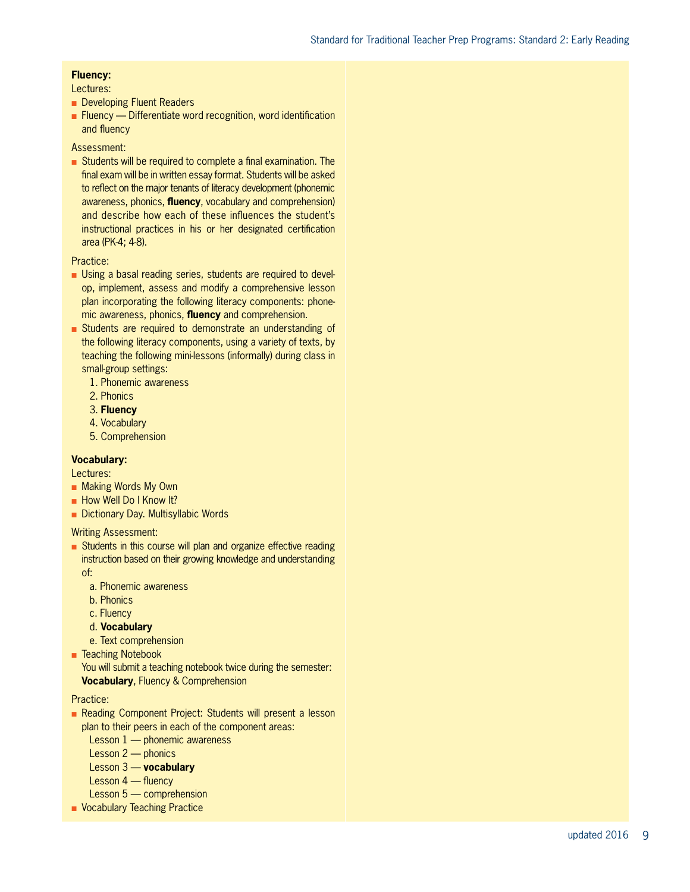**Fluency:**

Lectures:

- Developing Fluent Readers
- Fluency — Differentiate word recognition, word identification and fluency

Assessment:

- Students will be required to complete a final examination. The final exam will be in written essay format. Students will be asked to reflect on the major tenants of literacy development (phonemic awareness, phonics, **fluency**, vocabulary and comprehension) and describe how each of these influences the student's instructional practices in his or her designated certification area (PK-4; 4-8).

Practice:

- Using a basal reading series, students are required to develop, implement, assess and modify a comprehensive lesson plan incorporating the following literacy components: phonemic awareness, phonics, **fluency** and comprehension.
- Students are required to demonstrate an understanding of the following literacy components, using a variety of texts, by teaching the following mini-lessons (informally) during class in small-group settings:
  1. Phonemic awareness
  2. Phonics
  3. **Fluency**
  4. Vocabulary
  5. Comprehension

**Vocabulary:**

Lectures:

- Making Words My Own
- How Well Do I Know It?
- Dictionary Day. Multisyllabic Words

Writing Assessment:

- Students in this course will plan and organize effective reading instruction based on their growing knowledge and understanding of:
  a. Phonemic awareness
  b. Phonics
  c. Fluency
  d. **Vocabulary**
  e. Text comprehension
- Teaching Notebook
  You will submit a teaching notebook twice during the semester: **Vocabulary**, Fluency & Comprehension

Practice:

- Reading Component Project: Students will present a lesson plan to their peers in each of the component areas:
  Lesson 1 — phonemic awareness
  Lesson 2 — phonics
  Lesson 3 — **vocabulary**
  Lesson 4 — fluency
  Lesson 5 — comprehension
- Vocabulary Teaching Practice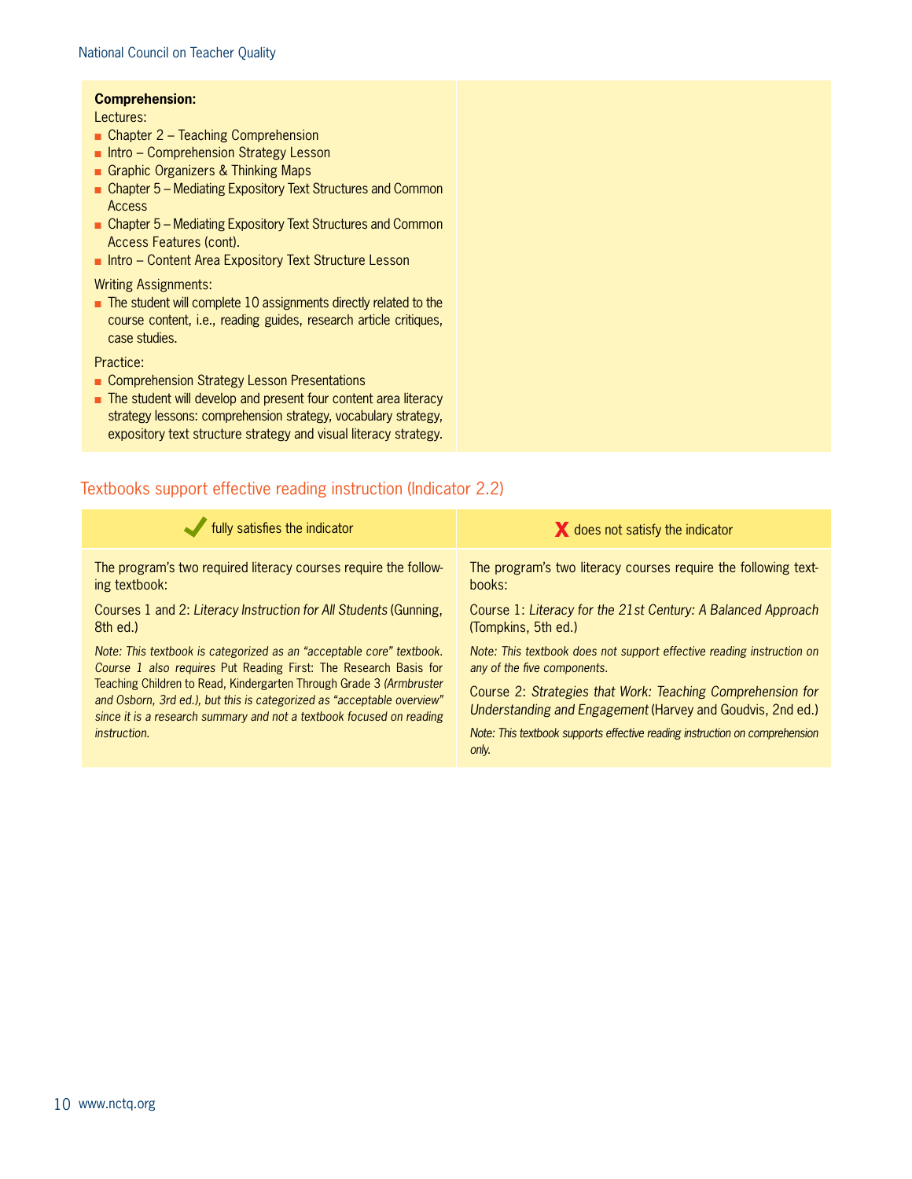**Comprehension:**

Lectures:

- Chapter 2 – Teaching Comprehension
- Intro – Comprehension Strategy Lesson
- Graphic Organizers & Thinking Maps
- Chapter 5 – Mediating Expository Text Structures and Common Access
- Chapter 5 – Mediating Expository Text Structures and Common Access Features (cont).
- Intro – Content Area Expository Text Structure Lesson

Writing Assignments:

- The student will complete 10 assignments directly related to the course content, i.e., reading guides, research article critiques, case studies.

Practice:

- Comprehension Strategy Lesson Presentations
- The student will develop and present four content area literacy strategy lessons: comprehension strategy, vocabulary strategy, expository text structure strategy and visual literacy strategy.

## Textbooks support effective reading instruction (Indicator 2.2)

| ✔ fully satisfies the indicator | X does not satisfy the indicator |
|---|---|
| The program's two required literacy courses require the following textbook: | The program's two literacy courses require the following textbooks: |
| Courses 1 and 2: *Literacy Instruction for All Students* (Gunning, 8th ed.) | Course 1: *Literacy for the 21st Century: A Balanced Approach* (Tompkins, 5th ed.) |
| *Note: This textbook is categorized as an "acceptable core" textbook. Course 1 also requires* Put Reading First: The Research Basis for Teaching Children to Read, Kindergarten Through Grade 3 *(Armbruster and Osborn, 3rd ed.), but this is categorized as "acceptable overview" since it is a research summary and not a textbook focused on reading instruction.* | *Note: This textbook does not support effective reading instruction on any of the five components.* |
| | Course 2: *Strategies that Work: Teaching Comprehension for Understanding and Engagement* (Harvey and Goudvis, 2nd ed.) |
| | *Note: This textbook supports effective reading instruction on comprehension only.* |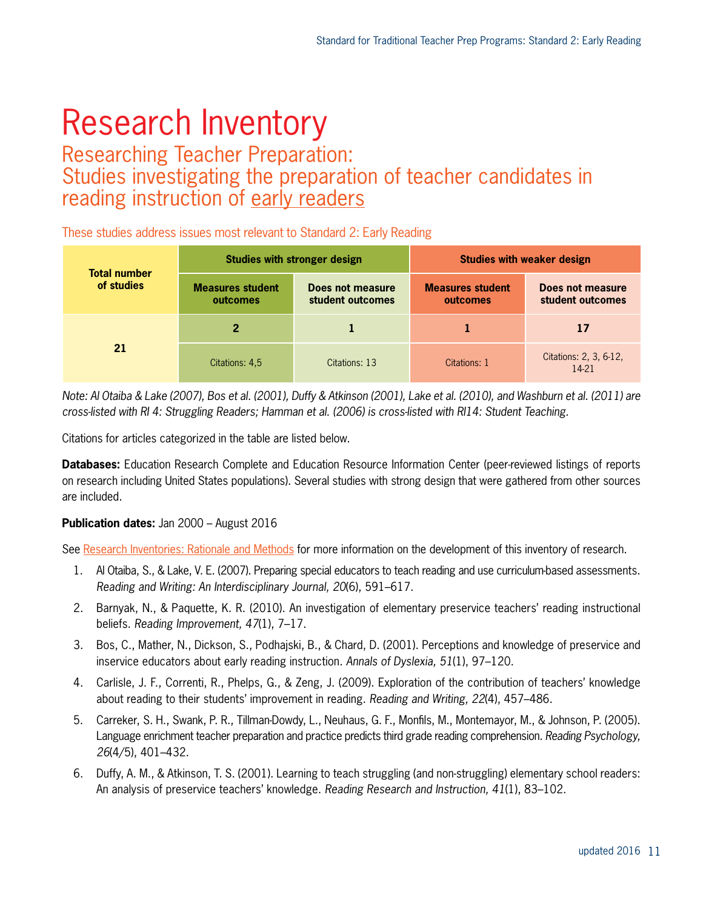# Research Inventory

## Researching Teacher Preparation: Studies investigating the preparation of teacher candidates in reading instruction of early readers

These studies address issues most relevant to Standard 2: Early Reading

| Total number of studies | Studies with stronger design | | Studies with weaker design | |
|---|---|---|---|---|
| | Measures student outcomes | Does not measure student outcomes | Measures student outcomes | Does not measure student outcomes |
| 21 | 2 | 1 | 1 | 17 |
| | Citations: 4,5 | Citations: 13 | Citations: 1 | Citations: 2, 3, 6-12, 14-21 |

*Note: Al Otaiba & Lake (2007), Bos et al. (2001), Duffy & Atkinson (2001), Lake et al. (2010), and Washburn et al. (2011) are cross-listed with RI 4: Struggling Readers; Hamman et al. (2006) is cross-listed with RI14: Student Teaching.*

Citations for articles categorized in the table are listed below.

**Databases:** Education Research Complete and Education Resource Information Center (peer-reviewed listings of reports on research including United States populations). Several studies with strong design that were gathered from other sources are included.

**Publication dates:** Jan 2000 – August 2016

See Research Inventories: Rationale and Methods for more information on the development of this inventory of research.

1. Al Otaiba, S., & Lake, V. E. (2007). Preparing special educators to teach reading and use curriculum-based assessments. *Reading and Writing: An Interdisciplinary Journal, 20*(6), 591–617.
2. Barnyak, N., & Paquette, K. R. (2010). An investigation of elementary preservice teachers' reading instructional beliefs. *Reading Improvement, 47*(1), 7–17.
3. Bos, C., Mather, N., Dickson, S., Podhajski, B., & Chard, D. (2001). Perceptions and knowledge of preservice and inservice educators about early reading instruction. *Annals of Dyslexia, 51*(1), 97–120.
4. Carlisle, J. F., Correnti, R., Phelps, G., & Zeng, J. (2009). Exploration of the contribution of teachers' knowledge about reading to their students' improvement in reading. *Reading and Writing, 22*(4), 457–486.
5. Carreker, S. H., Swank, P. R., Tillman-Dowdy, L., Neuhaus, G. F., Monfils, M., Montemayor, M., & Johnson, P. (2005). Language enrichment teacher preparation and practice predicts third grade reading comprehension. *Reading Psychology, 26*(4/5), 401–432.
6. Duffy, A. M., & Atkinson, T. S. (2001). Learning to teach struggling (and non-struggling) elementary school readers: An analysis of preservice teachers' knowledge. *Reading Research and Instruction, 41*(1), 83–102.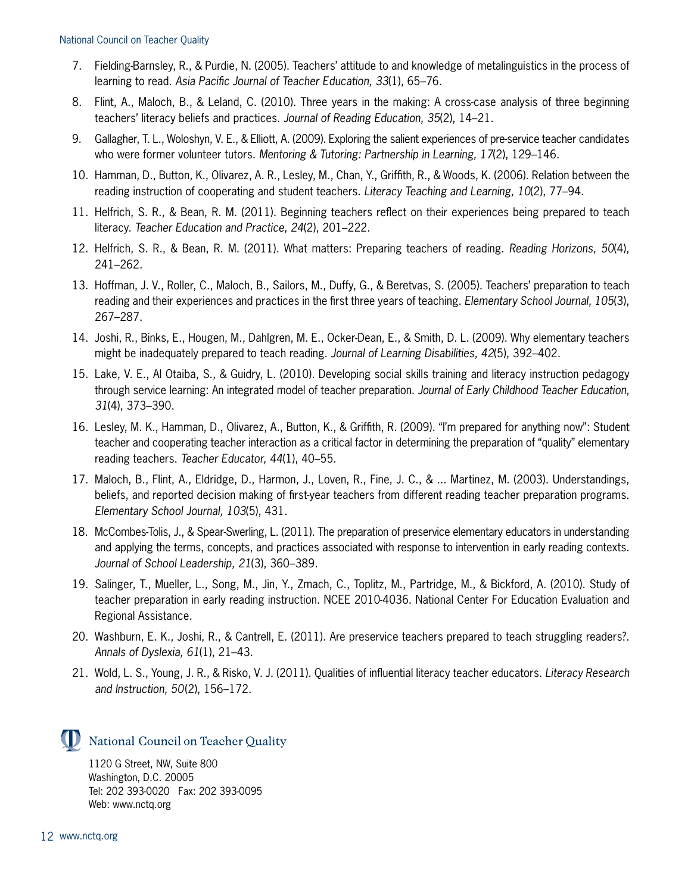7. Fielding-Barnsley, R., & Purdie, N. (2005). Teachers' attitude to and knowledge of metalinguistics in the process of learning to read. *Asia Pacific Journal of Teacher Education, 33*(1), 65–76.
8. Flint, A., Maloch, B., & Leland, C. (2010). Three years in the making: A cross-case analysis of three beginning teachers' literacy beliefs and practices. *Journal of Reading Education, 35*(2), 14–21.
9. Gallagher, T. L., Woloshyn, V. E., & Elliott, A. (2009). Exploring the salient experiences of pre-service teacher candidates who were former volunteer tutors. *Mentoring & Tutoring: Partnership in Learning, 17*(2), 129–146.
10. Hamman, D., Button, K., Olivarez, A. R., Lesley, M., Chan, Y., Griffith, R., & Woods, K. (2006). Relation between the reading instruction of cooperating and student teachers. *Literacy Teaching and Learning, 10*(2), 77–94.
11. Helfrich, S. R., & Bean, R. M. (2011). Beginning teachers reflect on their experiences being prepared to teach literacy. *Teacher Education and Practice, 24*(2), 201–222.
12. Helfrich, S. R., & Bean, R. M. (2011). What matters: Preparing teachers of reading. *Reading Horizons, 50*(4), 241–262.
13. Hoffman, J. V., Roller, C., Maloch, B., Sailors, M., Duffy, G., & Beretvas, S. (2005). Teachers' preparation to teach reading and their experiences and practices in the first three years of teaching. *Elementary School Journal, 105*(3), 267–287.
14. Joshi, R., Binks, E., Hougen, M., Dahlgren, M. E., Ocker-Dean, E., & Smith, D. L. (2009). Why elementary teachers might be inadequately prepared to teach reading. *Journal of Learning Disabilities, 42*(5), 392–402.
15. Lake, V. E., Al Otaiba, S., & Guidry, L. (2010). Developing social skills training and literacy instruction pedagogy through service learning: An integrated model of teacher preparation. *Journal of Early Childhood Teacher Education, 31*(4), 373–390.
16. Lesley, M. K., Hamman, D., Olivarez, A., Button, K., & Griffith, R. (2009). "I'm prepared for anything now": Student teacher and cooperating teacher interaction as a critical factor in determining the preparation of "quality" elementary reading teachers. *Teacher Educator, 44*(1), 40–55.
17. Maloch, B., Flint, A., Eldridge, D., Harmon, J., Loven, R., Fine, J. C., & ... Martinez, M. (2003). Understandings, beliefs, and reported decision making of first-year teachers from different reading teacher preparation programs. *Elementary School Journal, 103*(5), 431.
18. McCombes-Tolis, J., & Spear-Swerling, L. (2011). The preparation of preservice elementary educators in understanding and applying the terms, concepts, and practices associated with response to intervention in early reading contexts. *Journal of School Leadership, 21*(3), 360–389.
19. Salinger, T., Mueller, L., Song, M., Jin, Y., Zmach, C., Toplitz, M., Partridge, M., & Bickford, A. (2010). Study of teacher preparation in early reading instruction. NCEE 2010-4036. National Center For Education Evaluation and Regional Assistance.
20. Washburn, E. K., Joshi, R., & Cantrell, E. (2011). Are preservice teachers prepared to teach struggling readers?. *Annals of Dyslexia, 61*(1), 21–43.
21. Wold, L. S., Young, J. R., & Risko, V. J. (2011). Qualities of influential literacy teacher educators. *Literacy Research and Instruction, 50*(2), 156–172.

National Council on Teacher Quality

1120 G Street, NW, Suite 800
Washington, D.C. 20005
Tel: 202 393-0020 Fax: 202 393-0095
Web: www.nctq.org